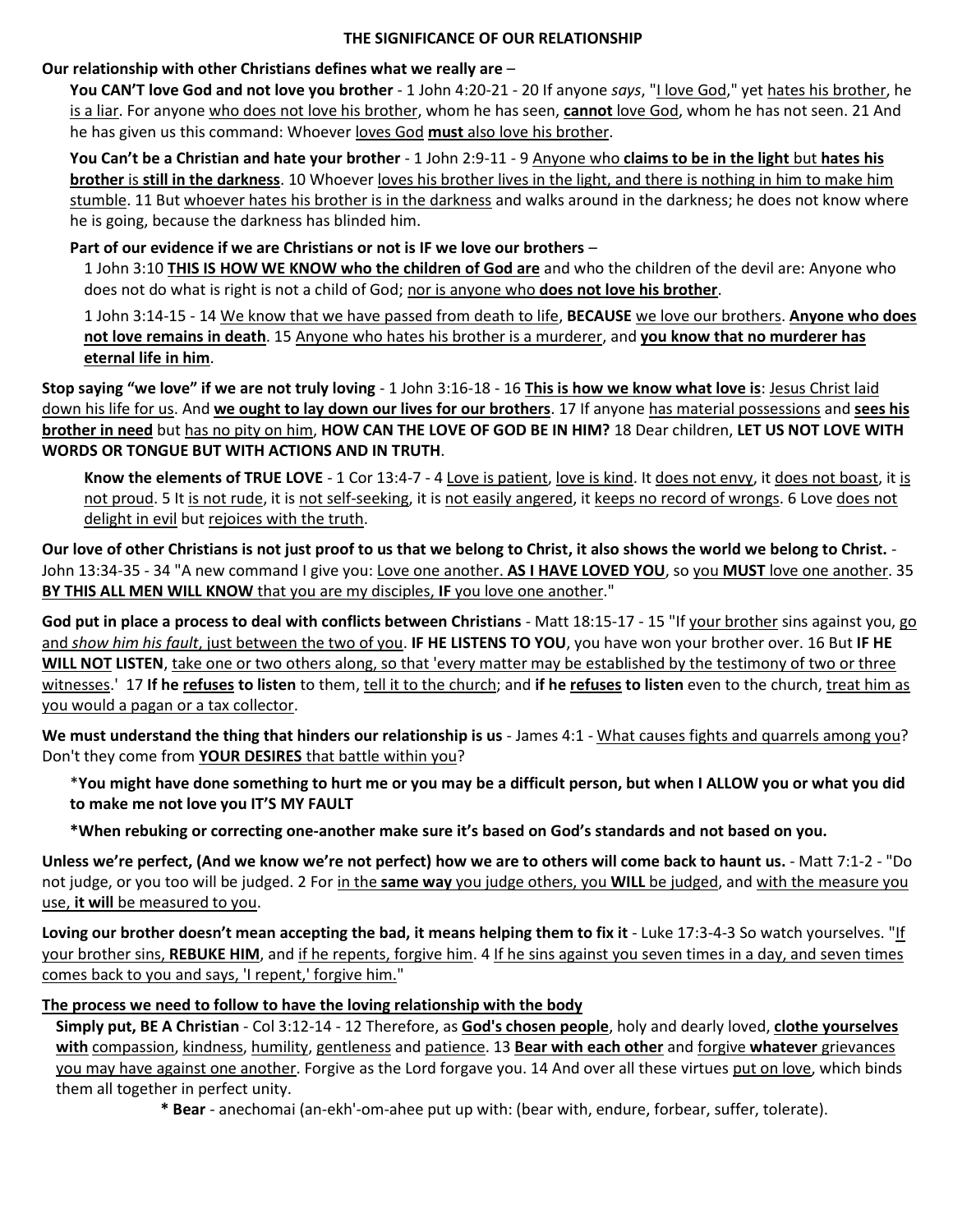# THE SIGNIFICANCE OF OUR RELATIONSHIP

**Our relationship with other Christians defines what we really are** –

**You CAN'T love God and not love you brother** - 1 John 4:20-21 - 20 If anyone *says*, "I love God," yet hates his brother, he is a liar. For anyone who does not love his brother, whom he has seen, **cannot** love God, whom he has not seen. 21 And he has given us this command: Whoever loves God **must** also love his brother.

**You Can't be a Christian and hate your brother** - 1 John 2:9-11 - 9 Anyone who **claims to be in the light** but **hates his brother** is **still in the darkness**. 10 Whoever loves his brother lives in the light, and there is nothing in him to make him stumble. 11 But whoever hates his brother is in the darkness and walks around in the darkness; he does not know where he is going, because the darkness has blinded him.

**Part of our evidence if we are Christians or not is IF we love our brothers** –

1 John 3:10 **THIS IS HOW WE KNOW who the children of God are** and who the children of the devil are: Anyone who does not do what is right is not a child of God; nor is anyone who **does not love his brother**.

1 John 3:14-15 - 14 We know that we have passed from death to life, **BECAUSE** we love our brothers. **Anyone who does not love remains in death**. 15 Anyone who hates his brother is a murderer, and **you know that no murderer has eternal life in him**.

**Stop saying "we love" if we are not truly loving** - 1 John 3:16-18 - 16 **This is how we know what love is**: Jesus Christ laid down his life for us. And **we ought to lay down our lives for our brothers**. 17 If anyone has material possessions and **sees his brother in need** but has no pity on him, **HOW CAN THE LOVE OF GOD BE IN HIM?** 18 Dear children, **LET US NOT LOVE WITH WORDS OR TONGUE BUT WITH ACTIONS AND IN TRUTH**.

**Know the elements of TRUE LOVE** - 1 Cor 13:4-7 - 4 Love is patient, love is kind. It does not envy, it does not boast, it is not proud. 5 It is not rude, it is not self-seeking, it is not easily angered, it keeps no record of wrongs. 6 Love does not delight in evil but rejoices with the truth.

**Our love of other Christians is not just proof to us that we belong to Christ, it also shows the world we belong to Christ.** - John 13:34-35 - 34 "A new command I give you: Love one another. **AS I HAVE LOVED YOU**, so you **MUST** love one another. 35 **BY THIS ALL MEN WILL KNOW** that you are my disciples, **IF** you love one another."

**God put in place a process to deal with conflicts between Christians** - Matt 18:15-17 - 15 "If your brother sins against you, go and *show him his fault*, just between the two of you. **IF HE LISTENS TO YOU**, you have won your brother over. 16 But **IF HE WILL NOT LISTEN**, take one or two others along, so that 'every matter may be established by the testimony of two or three witnesses.' 17 **If he refuses to listen** to them, tell it to the church; and **if he refuses to listen** even to the church, treat him as you would a pagan or a tax collector.

**We must understand the thing that hinders our relationship is us** - James 4:1 - What causes fights and quarrels among you? Don't they come from **YOUR DESIRES** that battle within you?

\***You might have done something to hurt me or you may be a difficult person, but when I ALLOW you or what you did to make me not love you IT'S MY FAULT**

\***When rebuking or correcting one-another make sure it's based on God's standards and not based on you.**

**Unless we're perfect, (And we know we're not perfect) how we are to others will come back to haunt us.** - Matt 7:1-2 - "Do not judge, or you too will be judged. 2 For in the **same way** you judge others, you **WILL** be judged, and with the measure you use, **it will** be measured to you.

**Loving our brother doesn't mean accepting the bad, it means helping them to fix it** - Luke 17:3-4-3 So watch yourselves. "If your brother sins, **REBUKE HIM**, and if he repents, forgive him. 4 If he sins against you seven times in a day, and seven times comes back to you and says, 'I repent,' forgive him."

**The process we need to follow to have the loving relationship with the body**

**Simply put, BE A Christian** - Col 3:12-14 - 12 Therefore, as **God's chosen people**, holy and dearly loved, **clothe yourselves with** compassion, kindness, humility, gentleness and patience. 13 **Bear with each other** and forgive **whatever** grievances you may have against one another. Forgive as the Lord forgave you. 14 And over all these virtues put on love, which binds them all together in perfect unity.

\* **Bear** - anechomai (an-ekh'-om-ahee put up with: (bear with, endure, forbear, suffer, tolerate).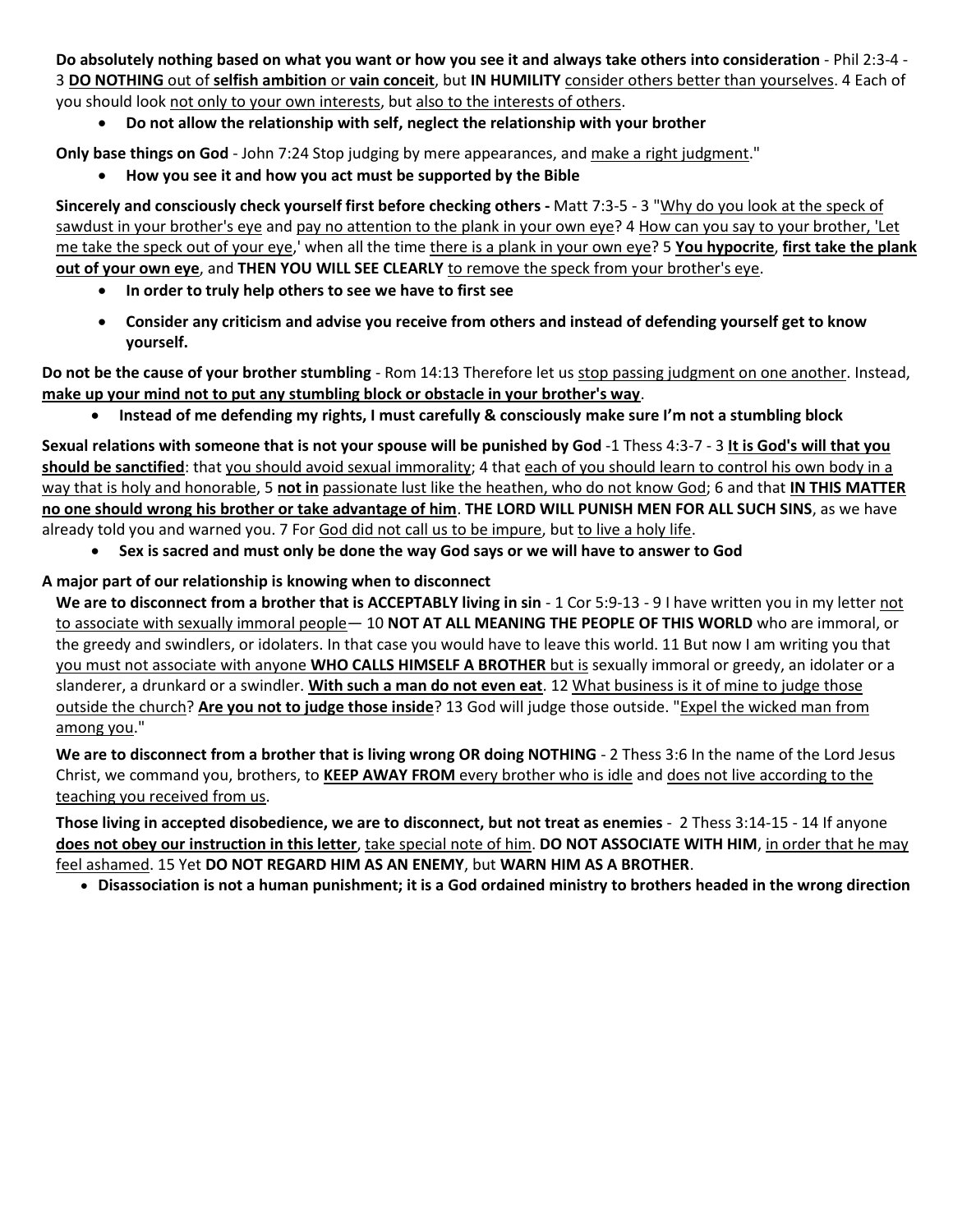**Do absolutely nothing based on what you want or how you see it and always take others into consideration** - Phil 2:3-4 - 3 **DO NOTHING** out of **selfish ambition** or **vain conceit**, but **IN HUMILITY** consider others better than yourselves. 4 Each of you should look not only to your own interests, but also to the interests of others.

- **Do not allow the relationship with self, neglect the relationship with your brother**

**Only base things on God** - John 7:24 Stop judging by mere appearances, and make a right judgment."

- **How you see it and how you act must be supported by the Bible**

**Sincerely and consciously check yourself first before checking others -** Matt 7:3-5 - 3 "Why do you look at the speck of sawdust in your brother's eye and pay no attention to the plank in your own eye? 4 How can you say to your brother, 'Let me take the speck out of your eye,' when all the time there is a plank in your own eye? 5 **You hypocrite**, **first take the plank out of your own eye**, and **THEN YOU WILL SEE CLEARLY** to remove the speck from your brother's eye.

- **In order to truly help others to see we have to first see**
- **Consider any criticism and advise you receive from others and instead of defending yourself get to know yourself.**

**Do not be the cause of your brother stumbling** - Rom 14:13 Therefore let us stop passing judgment on one another. Instead, **make up your mind not to put any stumbling block or obstacle in your brother's way**.

- **Instead of me defending my rights, I must carefully & consciously make sure I'm not a stumbling block**

**Sexual relations with someone that is not your spouse will be punished by God** -1 Thess 4:3-7 - 3 **It is God's will that you should be sanctified**: that you should avoid sexual immorality; 4 that each of you should learn to control his own body in a way that is holy and honorable, 5 **not in** passionate lust like the heathen, who do not know God; 6 and that **IN THIS MATTER no one should wrong his brother or take advantage of him**. **THE LORD WILL PUNISH MEN FOR ALL SUCH SINS**, as we have already told you and warned you. 7 For God did not call us to be impure, but to live a holy life.

- **Sex is sacred and must only be done the way God says or we will have to answer to God**

**A major part of our relationship is knowing when to disconnect**

**We are to disconnect from a brother that is ACCEPTABLY living in sin** - 1 Cor 5:9-13 - 9 I have written you in my letter not to associate with sexually immoral people— 10 **NOT AT ALL MEANING THE PEOPLE OF THIS WORLD** who are immoral, or the greedy and swindlers, or idolaters. In that case you would have to leave this world. 11 But now I am writing you that you must not associate with anyone **WHO CALLS HIMSELF A BROTHER** but is sexually immoral or greedy, an idolater or a slanderer, a drunkard or a swindler. **With such a man do not even eat**. 12 What business is it of mine to judge those outside the church? **Are you not to judge those inside**? 13 God will judge those outside. "Expel the wicked man from among you."

**We are to disconnect from a brother that is living wrong OR doing NOTHING** - 2 Thess 3:6 In the name of the Lord Jesus Christ, we command you, brothers, to **KEEP AWAY FROM** every brother who is idle and does not live according to the teaching you received from us.

**Those living in accepted disobedience, we are to disconnect, but not treat as enemies** - 2 Thess 3:14-15 - 14 If anyone **does not obey our instruction in this letter**, take special note of him. **DO NOT ASSOCIATE WITH HIM**, in order that he may feel ashamed. 15 Yet **DO NOT REGARD HIM AS AN ENEMY**, but **WARN HIM AS A BROTHER**.

- **Disassociation is not a human punishment; it is a God ordained ministry to brothers headed in the wrong direction**